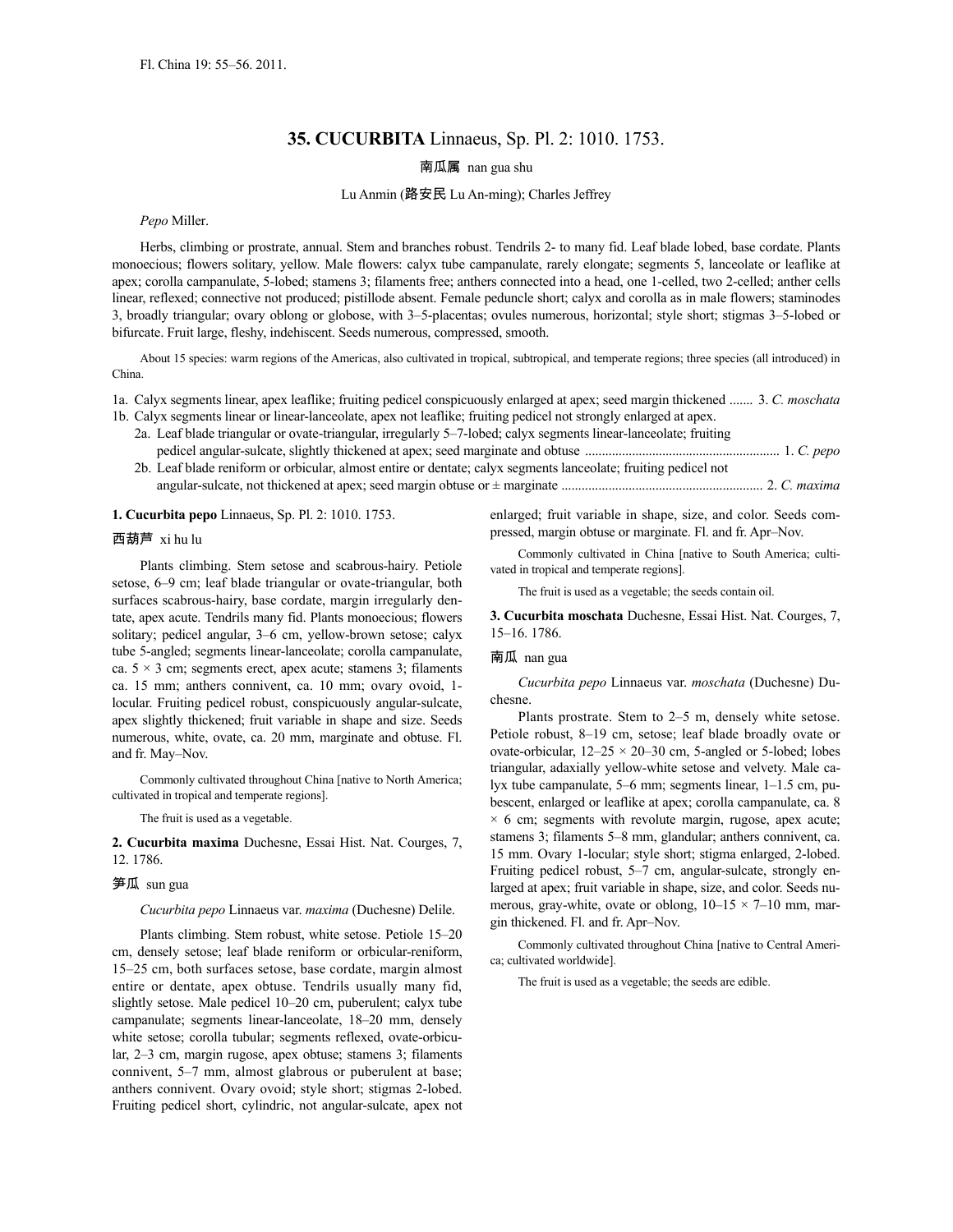Fl. China 19: 55–56. 2011.

# 35. CUCURBITA Linnaeus, Sp. Pl. 2: 1010. 1753.

南瓜属 nan gua shu

Lu Anmin (路安民 Lu An-ming); Charles Jeffrey

*Pepo* Miller.

Herbs, climbing or prostrate, annual. Stem and branches robust. Tendrils 2- to many fid. Leaf blade lobed, base cordate. Plants monoecious; flowers solitary, yellow. Male flowers: calyx tube campanulate, rarely elongate; segments 5, lanceolate or leaflike at apex; corolla campanulate, 5-lobed; stamens 3; filaments free; anthers connected into a head, one 1-celled, two 2-celled; anther cells linear, reflexed; connective not produced; pistillode absent. Female peduncle short; calyx and corolla as in male flowers; staminodes 3, broadly triangular; ovary oblong or globose, with 3–5-placentas; ovules numerous, horizontal; style short; stigmas 3–5-lobed or bifurcate. Fruit large, fleshy, indehiscent. Seeds numerous, compressed, smooth.

About 15 species: warm regions of the Americas, also cultivated in tropical, subtropical, and temperate regions; three species (all introduced) in China.

1a. Calyx segments linear, apex leaflike; fruiting pedicel conspicuously enlarged at apex; seed margin thickened ....... 3. *C. moschata*
1b. Calyx segments linear or linear-lanceolate, apex not leaflike; fruiting pedicel not strongly enlarged at apex.
  2a. Leaf blade triangular or ovate-triangular, irregularly 5–7-lobed; calyx segments linear-lanceolate; fruiting pedicel angular-sulcate, slightly thickened at apex; seed marginate and obtuse ......................................................... 1. *C. pepo*
  2b. Leaf blade reniform or orbicular, almost entire or dentate; calyx segments lanceolate; fruiting pedicel not angular-sulcate, not thickened at apex; seed margin obtuse or ± marginate ........................................................... 2. *C. maxima*

**1. Cucurbita pepo** Linnaeus, Sp. Pl. 2: 1010. 1753.

西葫芦 xi hu lu

Plants climbing. Stem setose and scabrous-hairy. Petiole setose, 6–9 cm; leaf blade triangular or ovate-triangular, both surfaces scabrous-hairy, base cordate, margin irregularly dentate, apex acute. Tendrils many fid. Plants monoecious; flowers solitary; pedicel angular, 3–6 cm, yellow-brown setose; calyx tube 5-angled; segments linear-lanceolate; corolla campanulate, ca. 5 × 3 cm; segments erect, apex acute; stamens 3; filaments ca. 15 mm; anthers connivent, ca. 10 mm; ovary ovoid, 1-locular. Fruiting pedicel robust, conspicuously angular-sulcate, apex slightly thickened; fruit variable in shape and size. Seeds numerous, white, ovate, ca. 20 mm, marginate and obtuse. Fl. and fr. May–Nov.

Commonly cultivated throughout China [native to North America; cultivated in tropical and temperate regions].

The fruit is used as a vegetable.

**2. Cucurbita maxima** Duchesne, Essai Hist. Nat. Courges, 7, 12. 1786.

笋瓜 sun gua

*Cucurbita pepo* Linnaeus var. *maxima* (Duchesne) Delile.

Plants climbing. Stem robust, white setose. Petiole 15–20 cm, densely setose; leaf blade reniform or orbicular-reniform, 15–25 cm, both surfaces setose, base cordate, margin almost entire or dentate, apex obtuse. Tendrils usually many fid, slightly setose. Male pedicel 10–20 cm, puberulent; calyx tube campanulate; segments linear-lanceolate, 18–20 mm, densely white setose; corolla tubular; segments reflexed, ovate-orbicular, 2–3 cm, margin rugose, apex obtuse; stamens 3; filaments connivent, 5–7 mm, almost glabrous or puberulent at base; anthers connivent. Ovary ovoid; style short; stigmas 2-lobed. Fruiting pedicel short, cylindric, not angular-sulcate, apex not enlarged; fruit variable in shape, size, and color. Seeds compressed, margin obtuse or marginate. Fl. and fr. Apr–Nov.

Commonly cultivated in China [native to South America; cultivated in tropical and temperate regions].

The fruit is used as a vegetable; the seeds contain oil.

**3. Cucurbita moschata** Duchesne, Essai Hist. Nat. Courges, 7, 15–16. 1786.

南瓜 nan gua

*Cucurbita pepo* Linnaeus var. *moschata* (Duchesne) Duchesne.

Plants prostrate. Stem to 2–5 m, densely white setose. Petiole robust, 8–19 cm, setose; leaf blade broadly ovate or ovate-orbicular, 12–25 × 20–30 cm, 5-angled or 5-lobed; lobes triangular, adaxially yellow-white setose and velvety. Male calyx tube campanulate, 5–6 mm; segments linear, 1–1.5 cm, pubescent, enlarged or leaflike at apex; corolla campanulate, ca. 8 × 6 cm; segments with revolute margin, rugose, apex acute; stamens 3; filaments 5–8 mm, glandular; anthers connivent, ca. 15 mm. Ovary 1-locular; style short; stigma enlarged, 2-lobed. Fruiting pedicel robust, 5–7 cm, angular-sulcate, strongly enlarged at apex; fruit variable in shape, size, and color. Seeds numerous, gray-white, ovate or oblong, 10–15 × 7–10 mm, margin thickened. Fl. and fr. Apr–Nov.

Commonly cultivated throughout China [native to Central America; cultivated worldwide].

The fruit is used as a vegetable; the seeds are edible.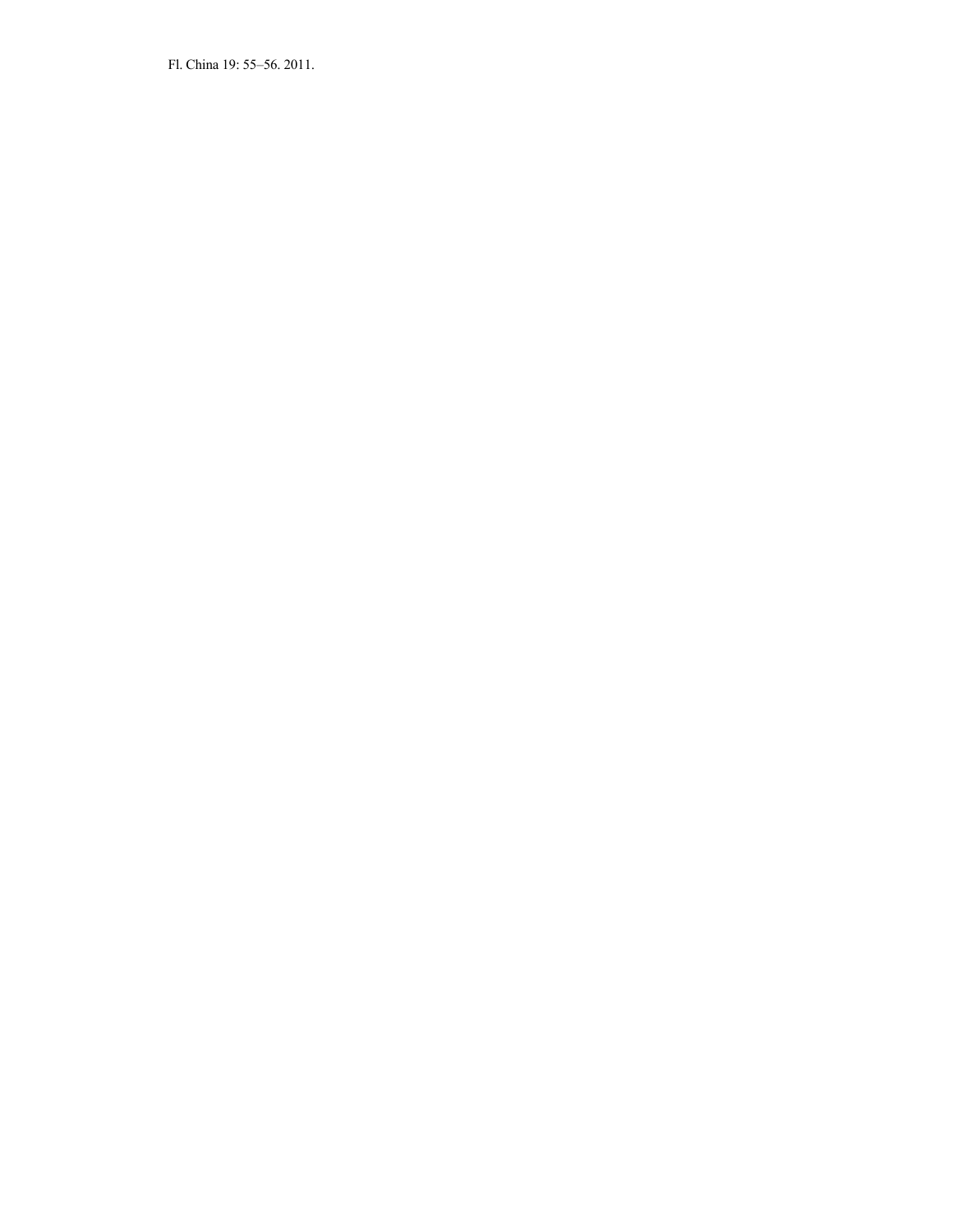Fl. China 19: 55–56. 2011.